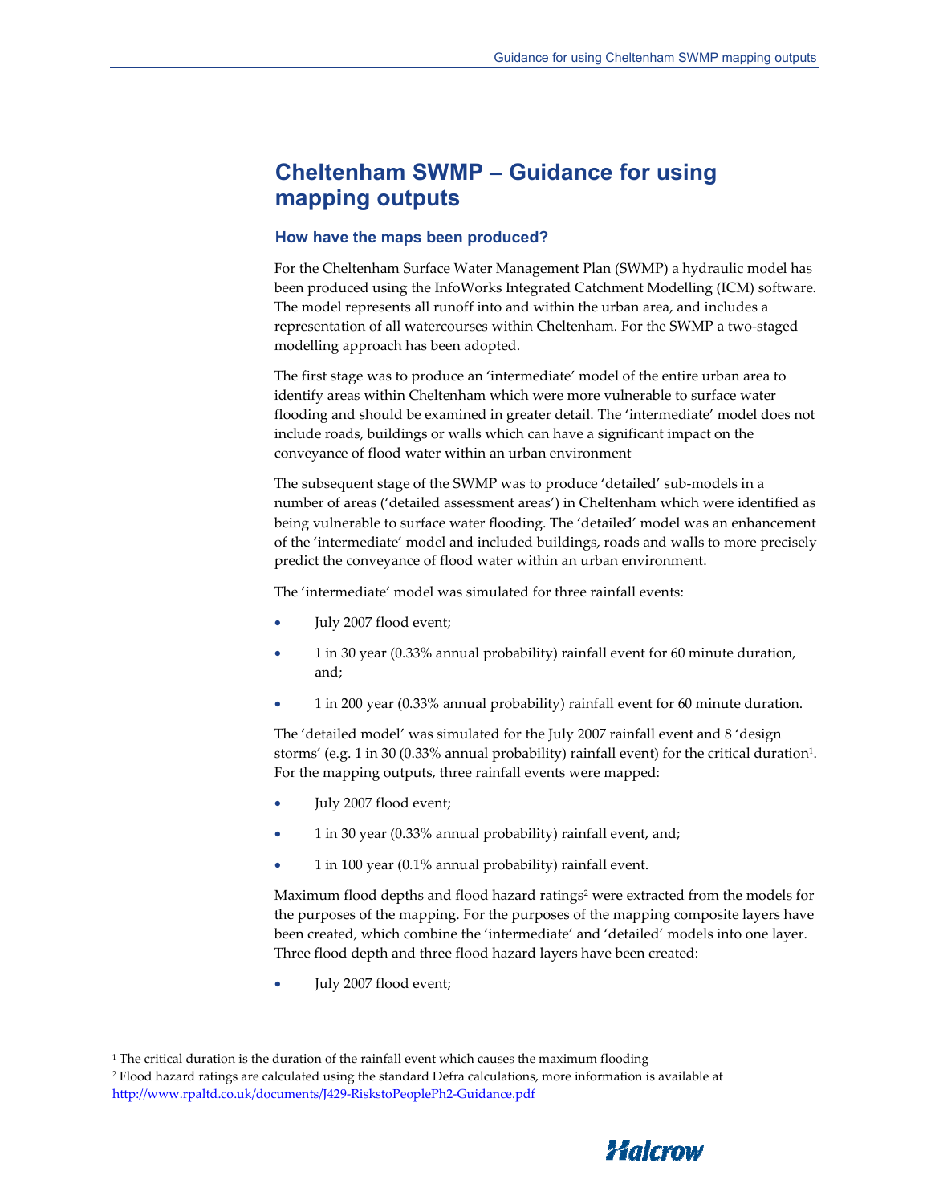# Cheltenham SWMP – Guidance for using mapping outputs

### How have the maps been produced?

For the Cheltenham Surface Water Management Plan (SWMP) a hydraulic model has been produced using the InfoWorks Integrated Catchment Modelling (ICM) software. The model represents all runoff into and within the urban area, and includes a representation of all watercourses within Cheltenham. For the SWMP a two-staged modelling approach has been adopted.

The first stage was to produce an 'intermediate' model of the entire urban area to identify areas within Cheltenham which were more vulnerable to surface water flooding and should be examined in greater detail. The 'intermediate' model does not include roads, buildings or walls which can have a significant impact on the conveyance of flood water within an urban environment

The subsequent stage of the SWMP was to produce 'detailed' sub-models in a number of areas ('detailed assessment areas') in Cheltenham which were identified as being vulnerable to surface water flooding. The 'detailed' model was an enhancement of the 'intermediate' model and included buildings, roads and walls to more precisely predict the conveyance of flood water within an urban environment.

The 'intermediate' model was simulated for three rainfall events:

- July 2007 flood event;
- 1 in 30 year (0.33% annual probability) rainfall event for 60 minute duration, and;
- 1 in 200 year (0.33% annual probability) rainfall event for 60 minute duration.

The 'detailed model' was simulated for the July 2007 rainfall event and 8 'design storms' (e.g. 1 in 30 (0.33% annual probability) rainfall event) for the critical duration[1]. For the mapping outputs, three rainfall events were mapped:

- July 2007 flood event;
- 1 in 30 year (0.33% annual probability) rainfall event, and;
- 1 in 100 year (0.1% annual probability) rainfall event.

Maximum flood depths and flood hazard ratings[2] were extracted from the models for the purposes of the mapping. For the purposes of the mapping composite layers have been created, which combine the 'intermediate' and 'detailed' models into one layer. Three flood depth and three flood hazard layers have been created:

- July 2007 flood event;

---

[1] The critical duration is the duration of the rainfall event which causes the maximum flooding

[2] Flood hazard ratings are calculated using the standard Defra calculations, more information is available at http://www.rpaltd.co.uk/documents/J429-RisksttoPeoplePh2-Guidance.pdf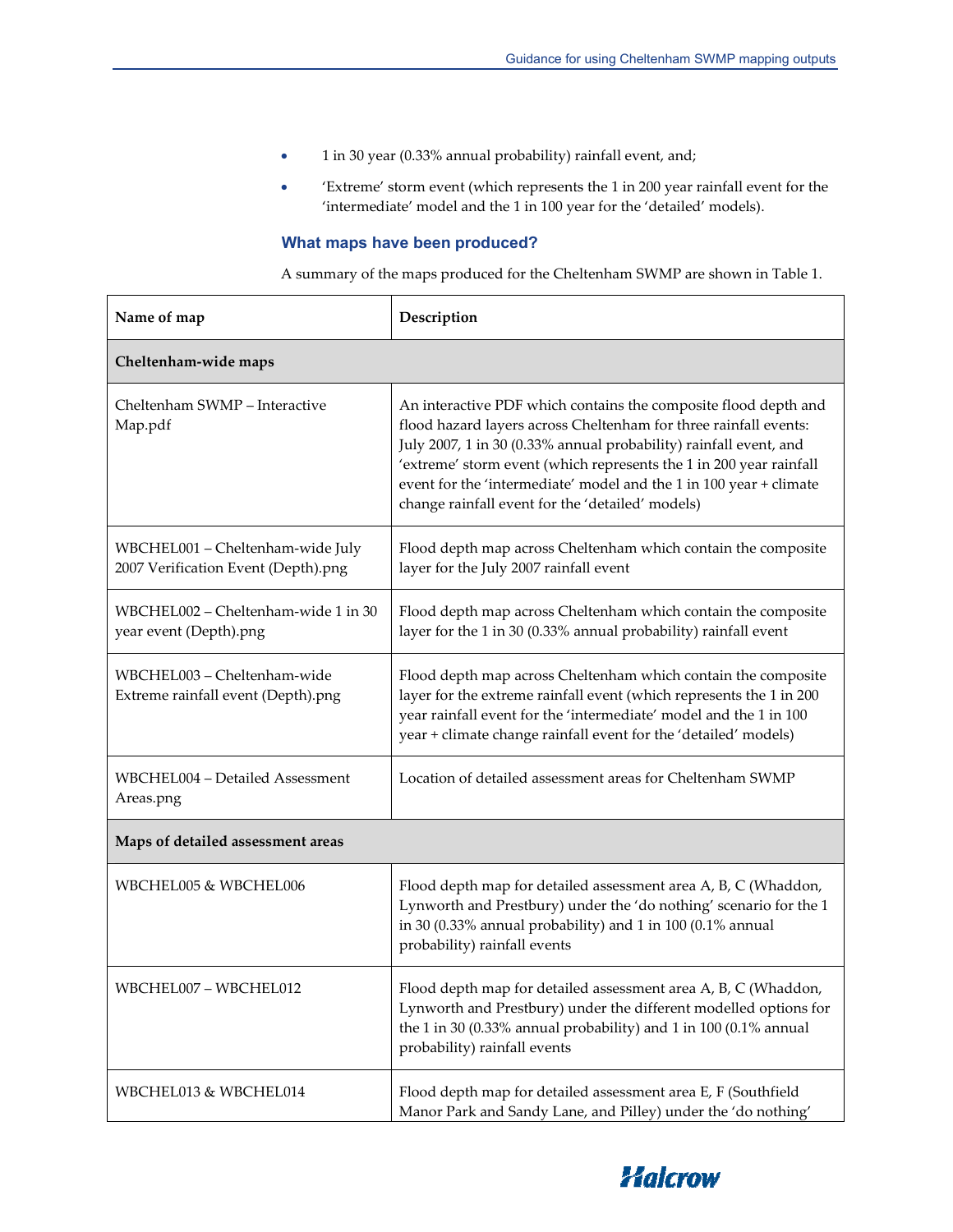- 1 in 30 year (0.33% annual probability) rainfall event, and;
- 'Extreme' storm event (which represents the 1 in 200 year rainfall event for the 'intermediate' model and the 1 in 100 year for the 'detailed' models).

### What maps have been produced?

A summary of the maps produced for the Cheltenham SWMP are shown in Table 1.

| Name of map | Description |
|---|---|
| **Cheltenham-wide maps** | |
| Cheltenham SWMP – Interactive Map.pdf | An interactive PDF which contains the composite flood depth and flood hazard layers across Cheltenham for three rainfall events: July 2007, 1 in 30 (0.33% annual probability) rainfall event, and 'extreme' storm event (which represents the 1 in 200 year rainfall event for the 'intermediate' model and the 1 in 100 year + climate change rainfall event for the 'detailed' models) |
| WBCHEL001 – Cheltenham-wide July 2007 Verification Event (Depth).png | Flood depth map across Cheltenham which contain the composite layer for the July 2007 rainfall event |
| WBCHEL002 – Cheltenham-wide 1 in 30 year event (Depth).png | Flood depth map across Cheltenham which contain the composite layer for the 1 in 30 (0.33% annual probability) rainfall event |
| WBCHEL003 – Cheltenham-wide Extreme rainfall event (Depth).png | Flood depth map across Cheltenham which contain the composite layer for the extreme rainfall event (which represents the 1 in 200 year rainfall event for the 'intermediate' model and the 1 in 100 year + climate change rainfall event for the 'detailed' models) |
| WBCHEL004 – Detailed Assessment Areas.png | Location of detailed assessment areas for Cheltenham SWMP |
| **Maps of detailed assessment areas** | |
| WBCHEL005 & WBCHEL006 | Flood depth map for detailed assessment area A, B, C (Whaddon, Lynworth and Prestbury) under the 'do nothing' scenario for the 1 in 30 (0.33% annual probability) and 1 in 100 (0.1% annual probability) rainfall events |
| WBCHEL007 – WBCHEL012 | Flood depth map for detailed assessment area A, B, C (Whaddon, Lynworth and Prestbury) under the different modelled options for the 1 in 30 (0.33% annual probability) and 1 in 100 (0.1% annual probability) rainfall events |
| WBCHEL013 & WBCHEL014 | Flood depth map for detailed assessment area E, F (Southfield Manor Park and Sandy Lane, and Pilley) under the 'do nothing' |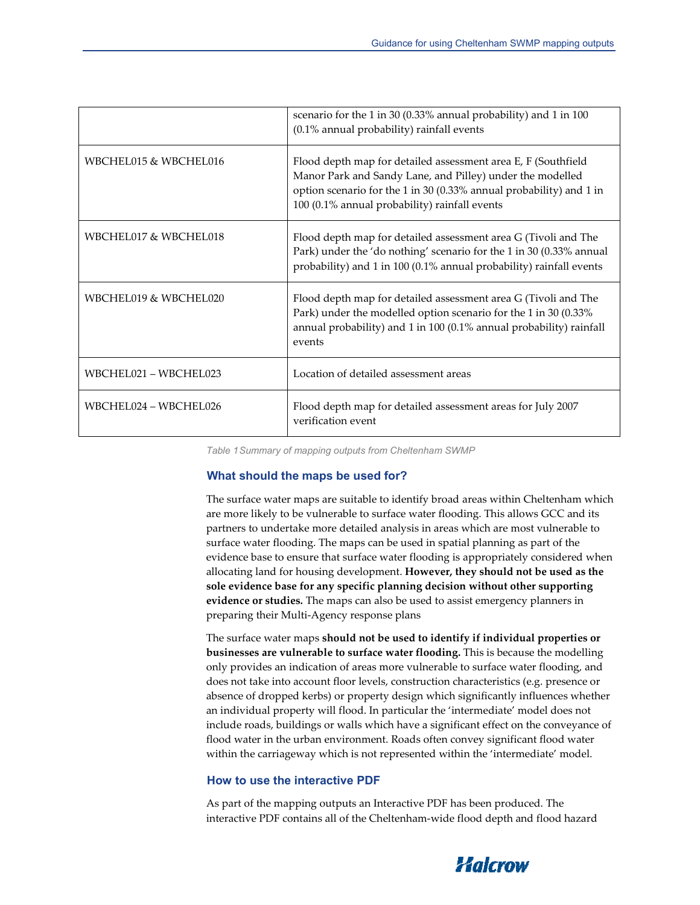| | |
|---|---|
| | scenario for the 1 in 30 (0.33% annual probability) and 1 in 100 (0.1% annual probability) rainfall events |
| WBCHEL015 & WBCHEL016 | Flood depth map for detailed assessment area E, F (Southfield Manor Park and Sandy Lane, and Pilley) under the modelled option scenario for the 1 in 30 (0.33% annual probability) and 1 in 100 (0.1% annual probability) rainfall events |
| WBCHEL017 & WBCHEL018 | Flood depth map for detailed assessment area G (Tivoli and The Park) under the 'do nothing' scenario for the 1 in 30 (0.33% annual probability) and 1 in 100 (0.1% annual probability) rainfall events |
| WBCHEL019 & WBCHEL020 | Flood depth map for detailed assessment area G (Tivoli and The Park) under the modelled option scenario for the 1 in 30 (0.33% annual probability) and 1 in 100 (0.1% annual probability) rainfall events |
| WBCHEL021 – WBCHEL023 | Location of detailed assessment areas |
| WBCHEL024 – WBCHEL026 | Flood depth map for detailed assessment areas for July 2007 verification event |

*Table 1 Summary of mapping outputs from Cheltenham SWMP*

### What should the maps be used for?

The surface water maps are suitable to identify broad areas within Cheltenham which are more likely to be vulnerable to surface water flooding. This allows GCC and its partners to undertake more detailed analysis in areas which are most vulnerable to surface water flooding. The maps can be used in spatial planning as part of the evidence base to ensure that surface water flooding is appropriately considered when allocating land for housing development. **However, they should not be used as the sole evidence base for any specific planning decision without other supporting evidence or studies.** The maps can also be used to assist emergency planners in preparing their Multi-Agency response plans

The surface water maps **should not be used to identify if individual properties or businesses are vulnerable to surface water flooding.** This is because the modelling only provides an indication of areas more vulnerable to surface water flooding, and does not take into account floor levels, construction characteristics (e.g. presence or absence of dropped kerbs) or property design which significantly influences whether an individual property will flood. In particular the 'intermediate' model does not include roads, buildings or walls which have a significant effect on the conveyance of flood water in the urban environment. Roads often convey significant flood water within the carriageway which is not represented within the 'intermediate' model.

### How to use the interactive PDF

As part of the mapping outputs an Interactive PDF has been produced. The interactive PDF contains all of the Cheltenham-wide flood depth and flood hazard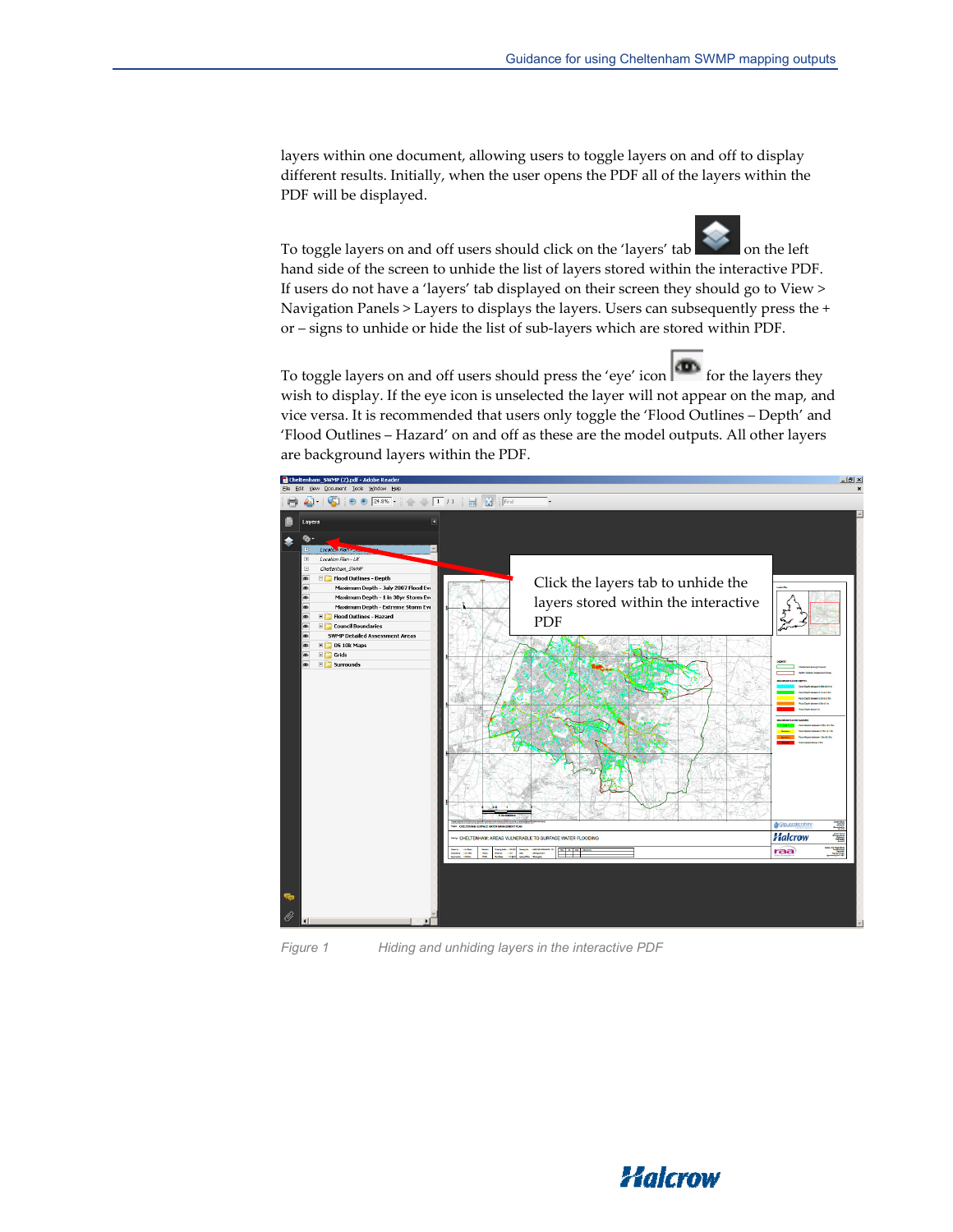layers within one document, allowing users to toggle layers on and off to display different results. Initially, when the user opens the PDF all of the layers within the PDF will be displayed.

To toggle layers on and off users should click on the 'layers' tab on the left hand side of the screen to unhide the list of layers stored within the interactive PDF. If users do not have a 'layers' tab displayed on their screen they should go to View > Navigation Panels > Layers to displays the layers. Users can subsequently press the + or – signs to unhide or hide the list of sub-layers which are stored within PDF.

To toggle layers on and off users should press the 'eye' icon for the layers they wish to display. If the eye icon is unselected the layer will not appear on the map, and vice versa. It is recommended that users only toggle the 'Flood Outlines – Depth' and 'Flood Outlines – Hazard' on and off as these are the model outputs. All other layers are background layers within the PDF.

Figure 1 Hiding and unhiding layers in the interactive PDF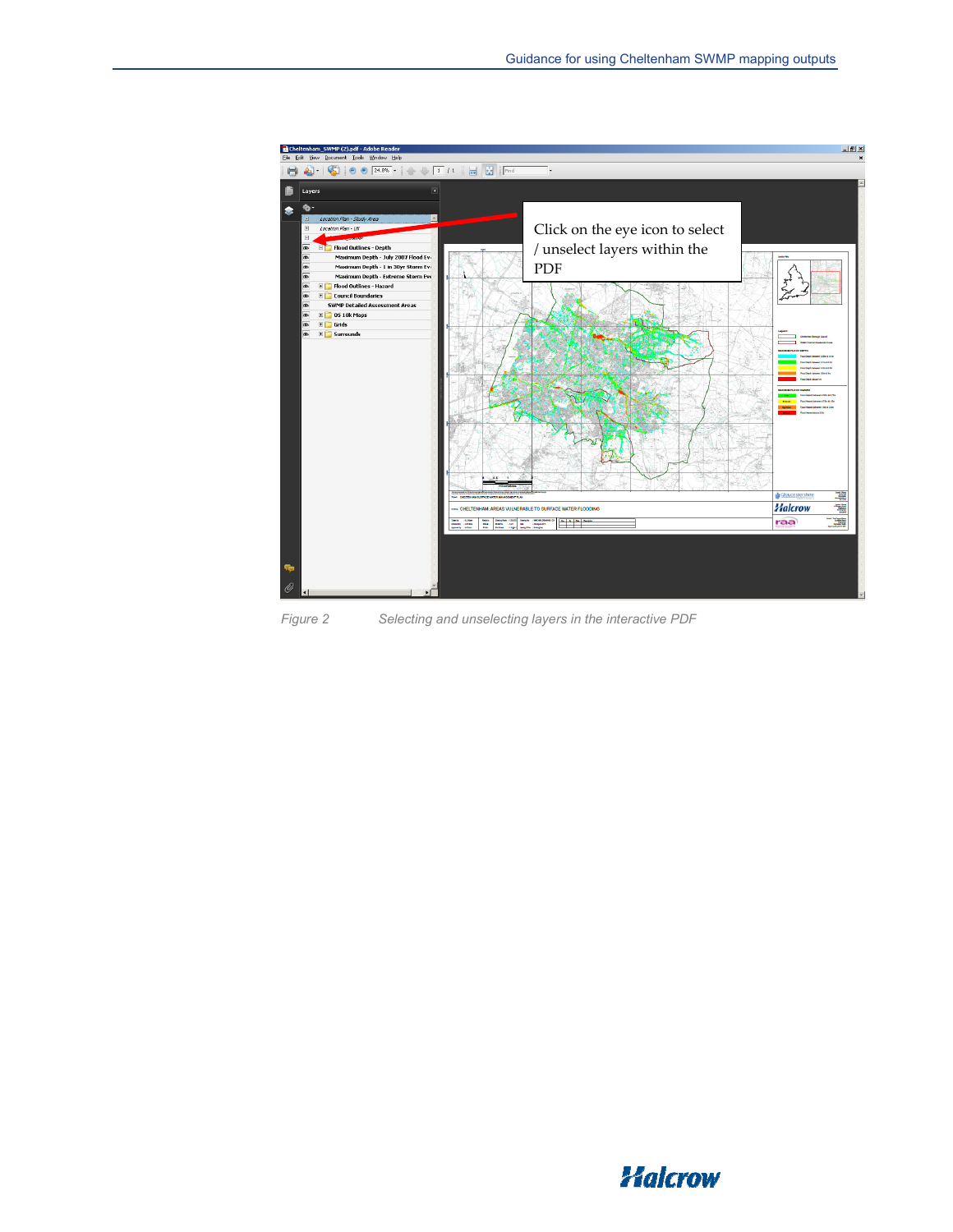Click on the eye icon to select / unselect layers within the PDF

Figure 2 Selecting and unselecting layers in the interactive PDF